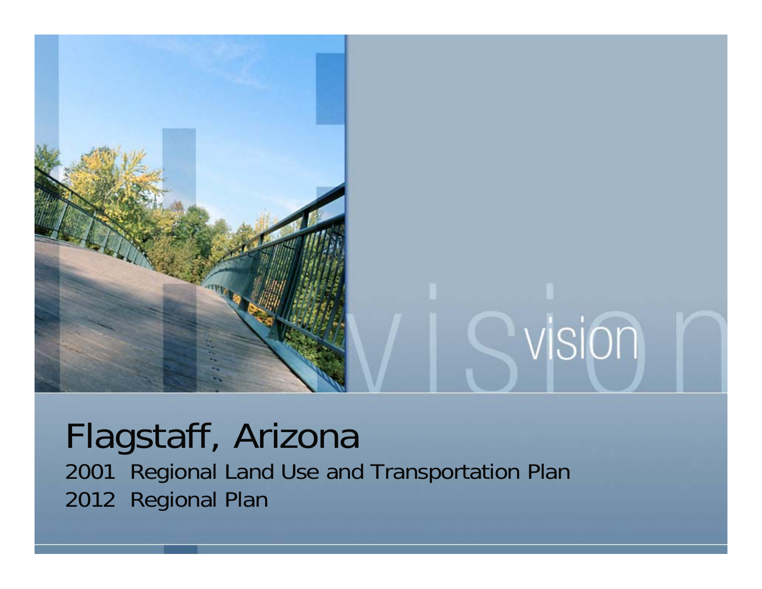vision

# Flagstaff, Arizona

2001 Regional Land Use and Transportation Plan
2012 Regional Plan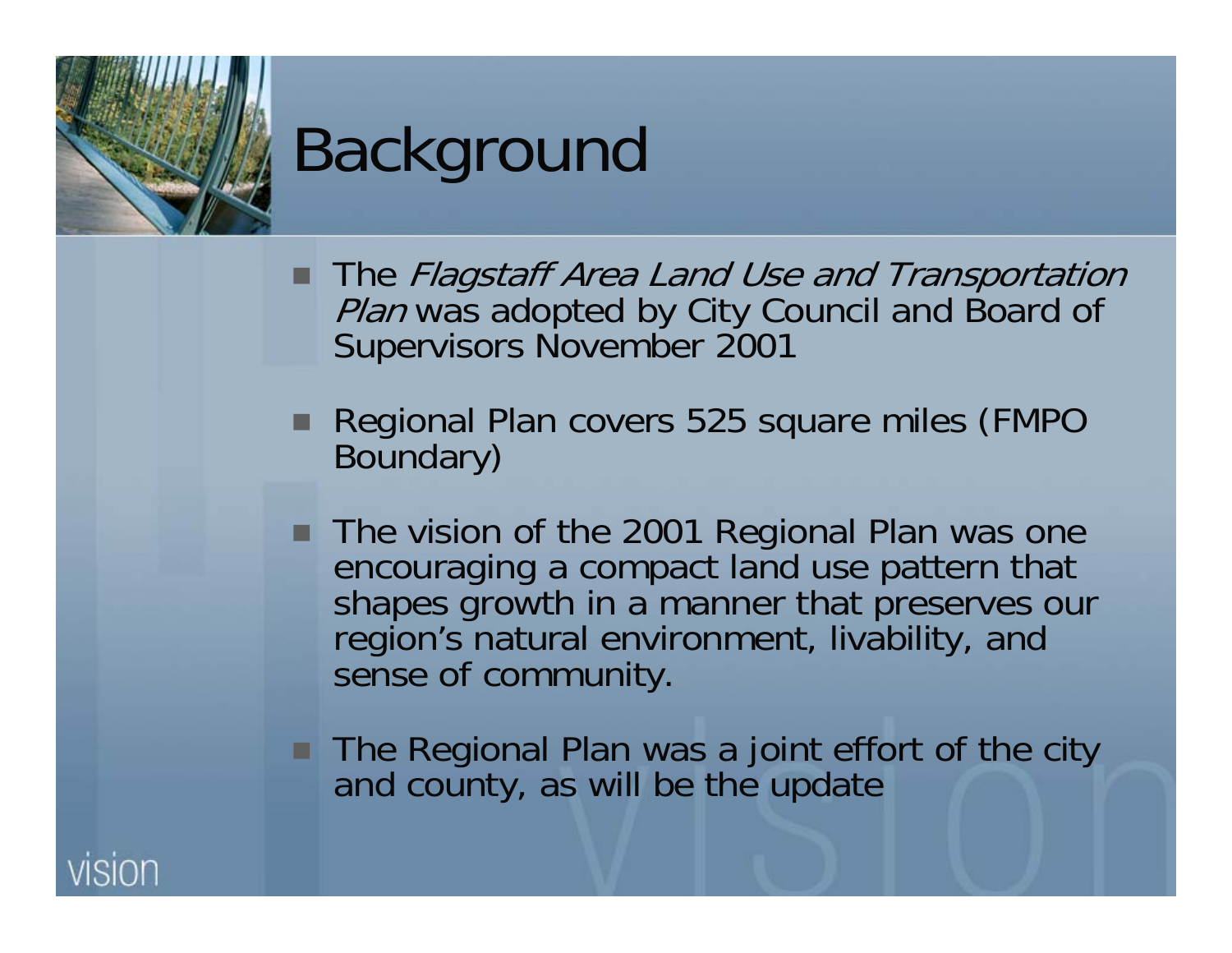# Background

- The *Flagstaff Area Land Use and Transportation Plan* was adopted by City Council and Board of Supervisors November 2001
- Regional Plan covers 525 square miles (FMPO Boundary)
- The vision of the 2001 Regional Plan was one encouraging a compact land use pattern that shapes growth in a manner that preserves our region's natural environment, livability, and sense of community.
- The Regional Plan was a joint effort of the city and county, as will be the update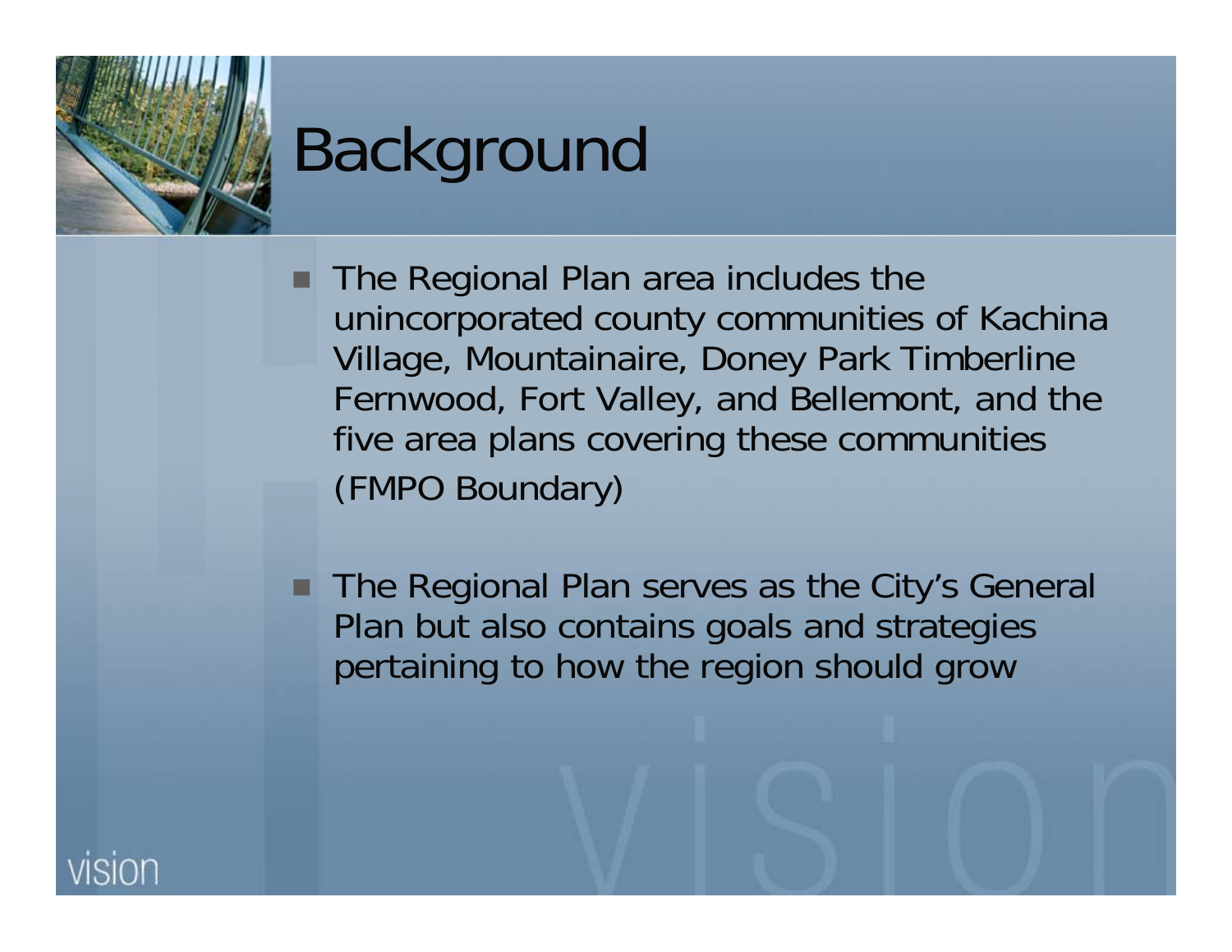# Background

- The Regional Plan area includes the unincorporated county communities of Kachina Village, Mountainaire, Doney Park Timberline Fernwood, Fort Valley, and Bellemont, and the five area plans covering these communities (FMPO Boundary)
- The Regional Plan serves as the City's General Plan but also contains goals and strategies pertaining to how the region should grow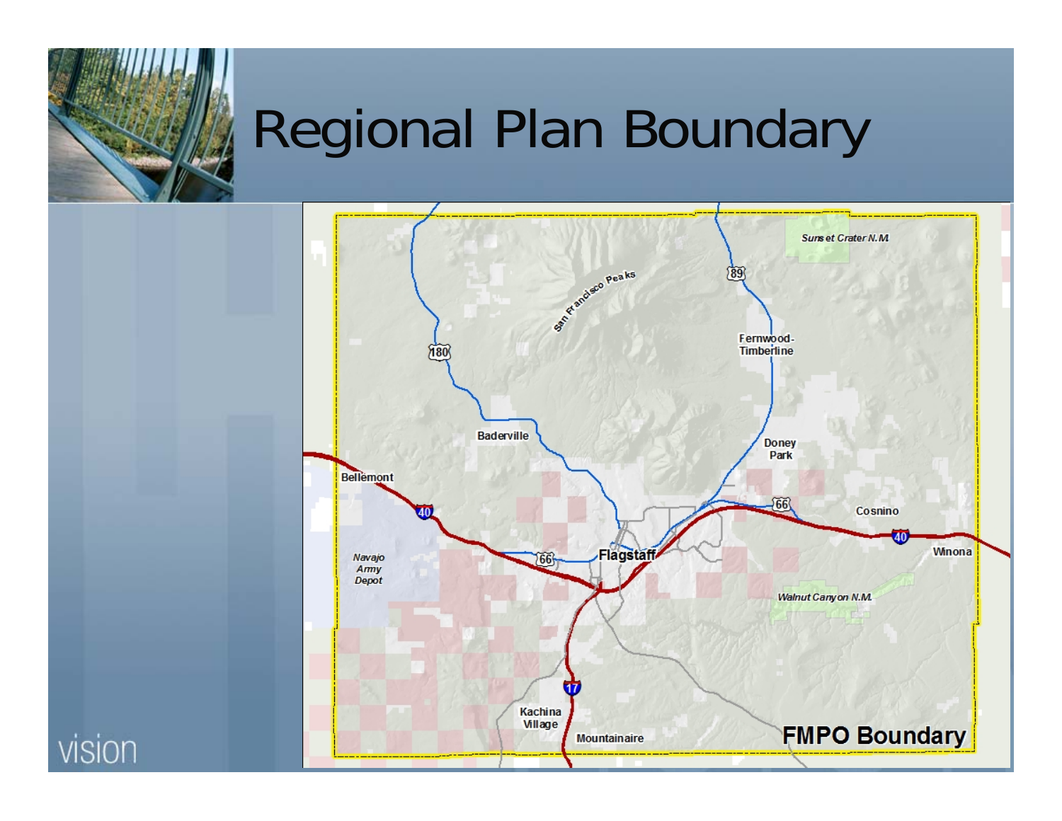# Regional Plan Boundary

FMPO Boundary

Sunset Crater N.M.

San Francisco Peaks

Fernwood-Timberline

Baderville

Doney Park

Bellemont

Cosnino

Winona

Navajo Army Depot

Flagstaff

Walnut Canyon N.M.

Kachina Village

Mountainaire

vision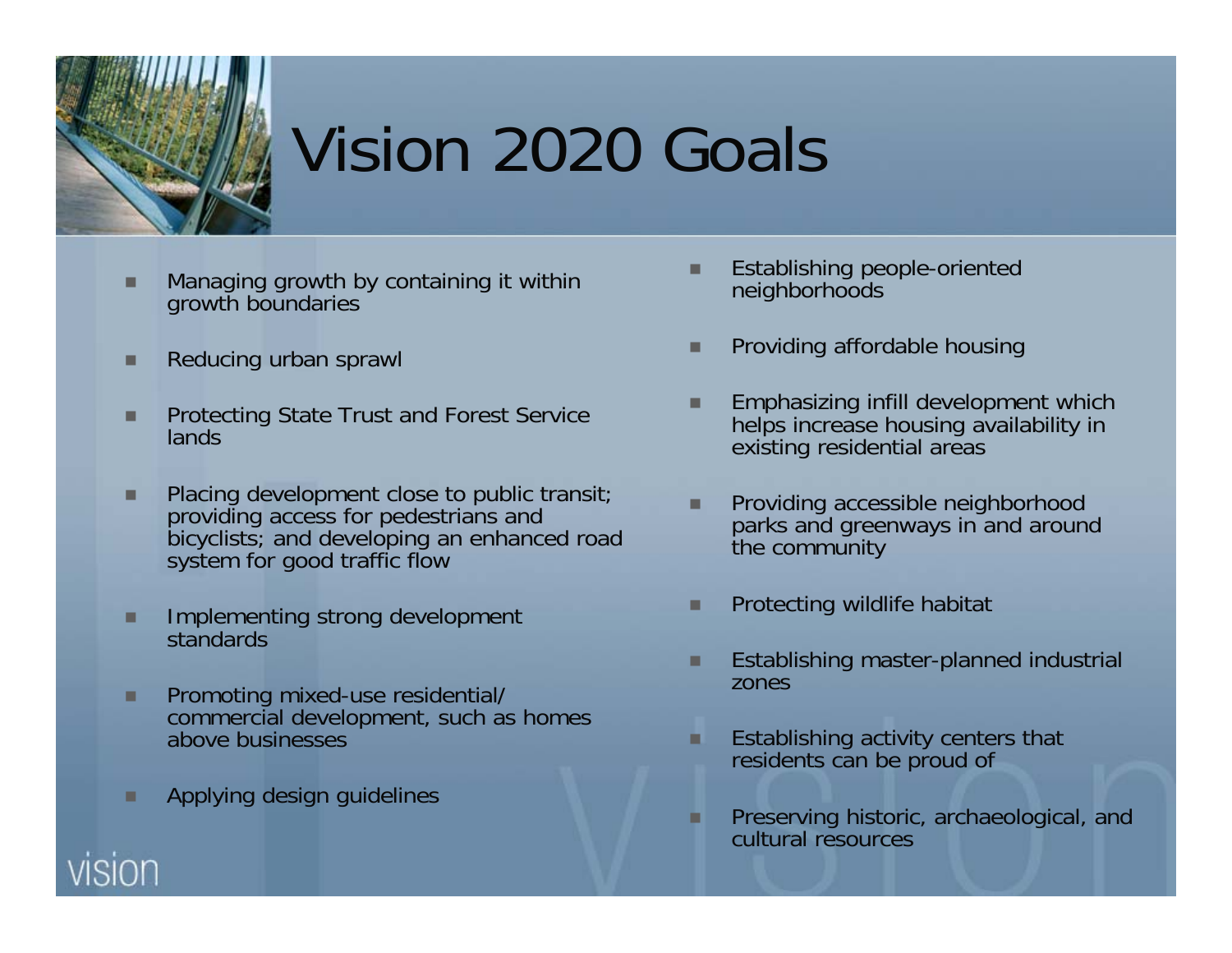# Vision 2020 Goals

- Managing growth by containing it within growth boundaries
- Reducing urban sprawl
- Protecting State Trust and Forest Service lands
- Placing development close to public transit; providing access for pedestrians and bicyclists; and developing an enhanced road system for good traffic flow
- Implementing strong development standards
- Promoting mixed-use residential/ commercial development, such as homes above businesses
- Applying design guidelines
- Establishing people-oriented neighborhoods
- Providing affordable housing
- Emphasizing infill development which helps increase housing availability in existing residential areas
- Providing accessible neighborhood parks and greenways in and around the community
- Protecting wildlife habitat
- Establishing master-planned industrial zones
- Establishing activity centers that residents can be proud of
- Preserving historic, archaeological, and cultural resources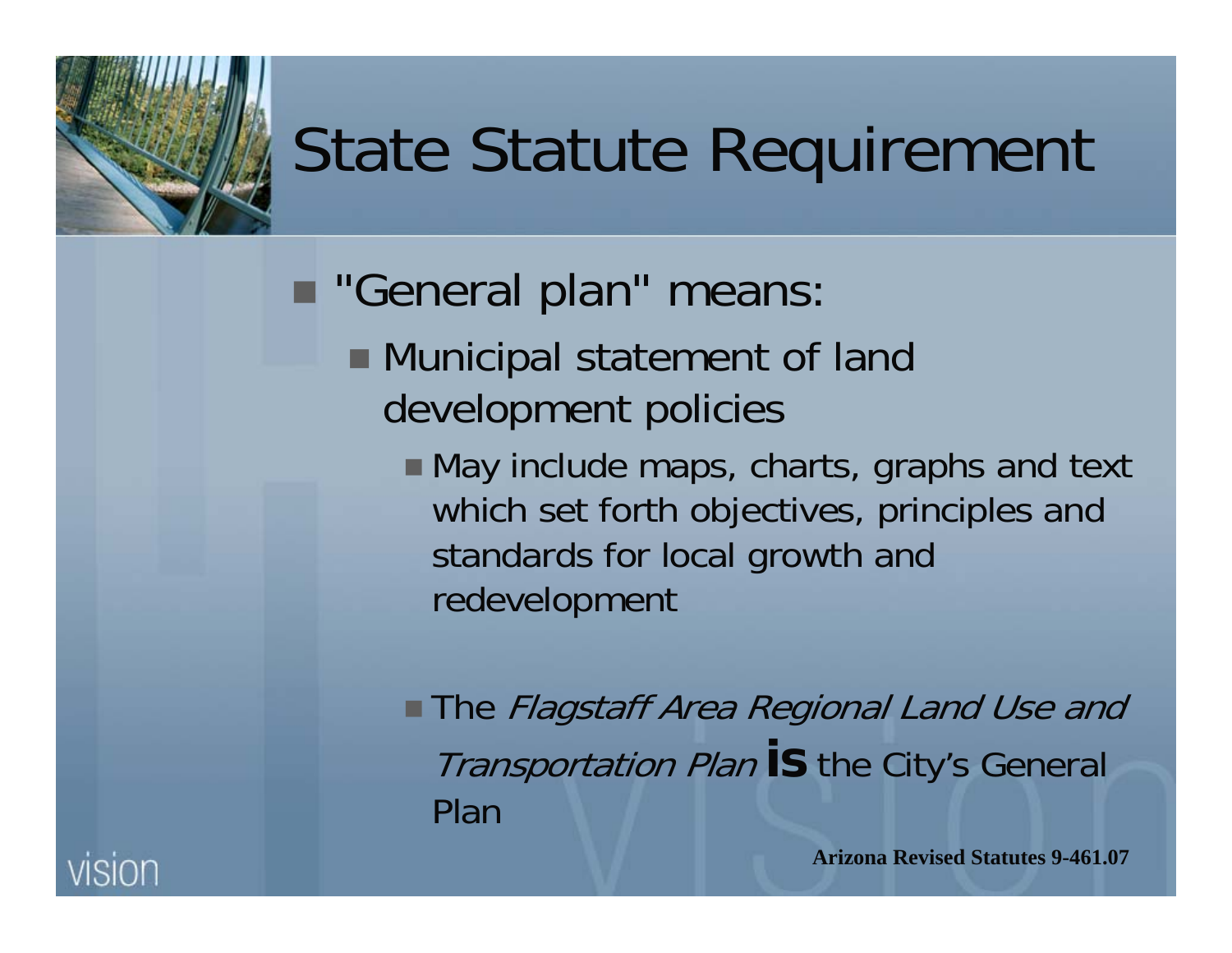# State Statute Requirement

- "General plan" means:
  - Municipal statement of land development policies
    - May include maps, charts, graphs and text which set forth objectives, principles and standards for local growth and redevelopment
    - The *Flagstaff Area Regional Land Use and Transportation Plan* **is** the City's General Plan

**Arizona Revised Statutes 9-461.07**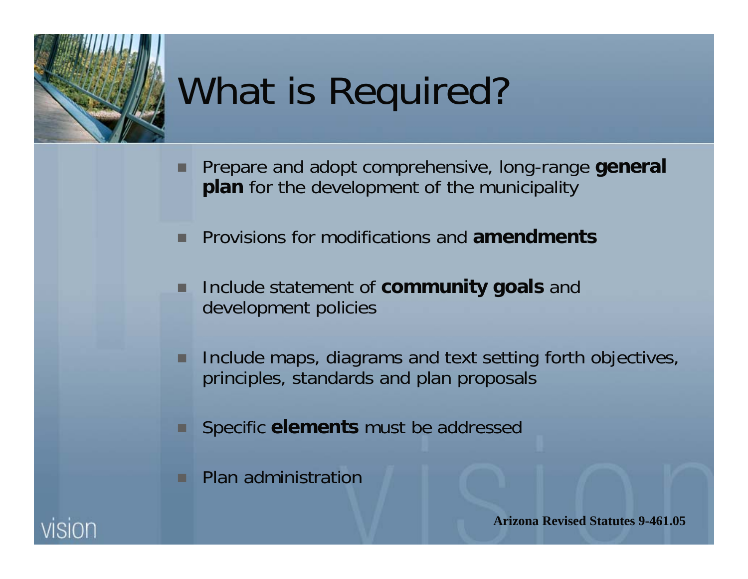# What is Required?

- Prepare and adopt comprehensive, long-range **general plan** for the development of the municipality
- Provisions for modifications and **amendments**
- Include statement of **community goals** and development policies
- Include maps, diagrams and text setting forth objectives, principles, standards and plan proposals
- Specific **elements** must be addressed
- Plan administration

**Arizona Revised Statutes 9-461.05**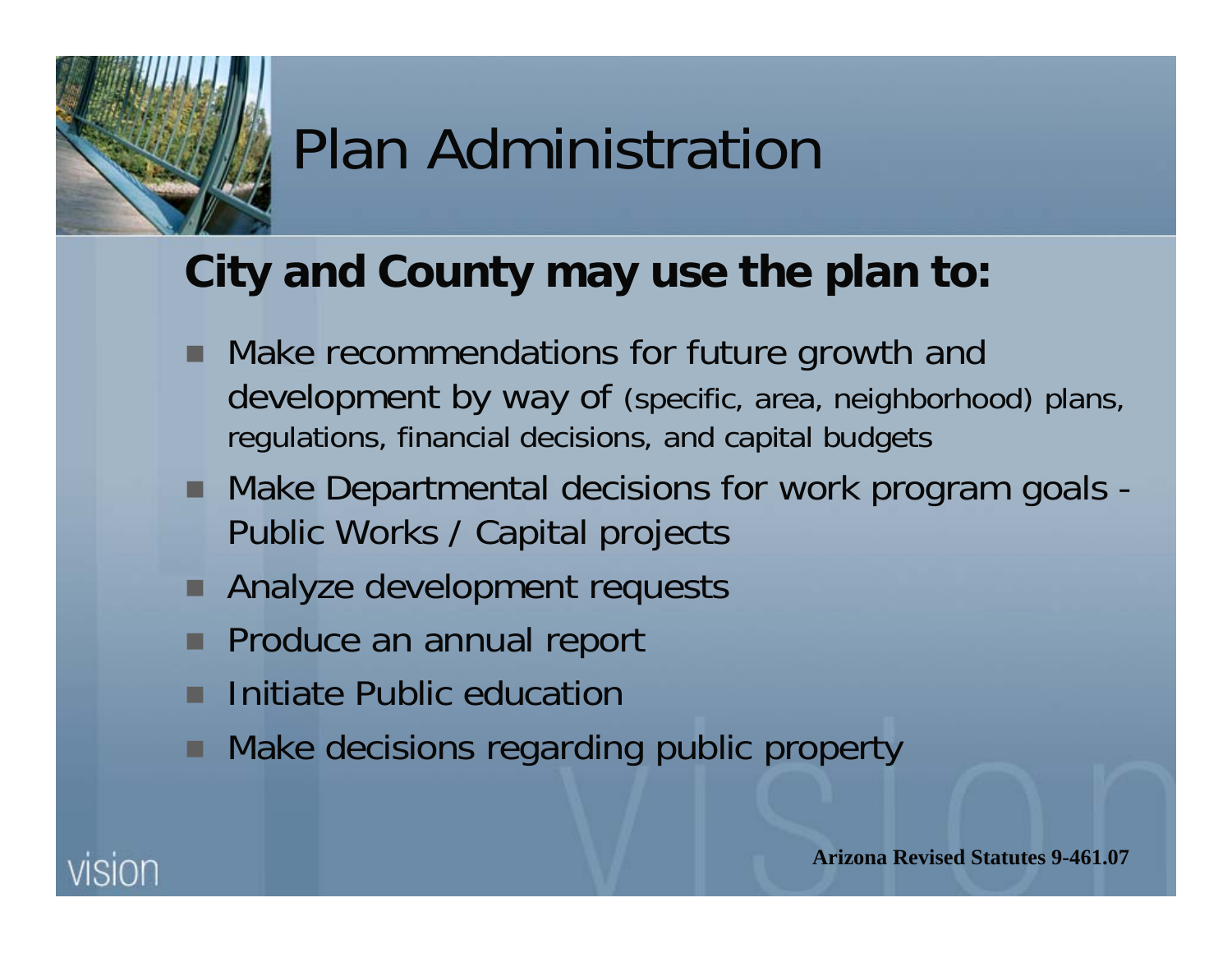# Plan Administration

## City and County may use the plan to:

- Make recommendations for future growth and development by way of (specific, area, neighborhood) plans, regulations, financial decisions, and capital budgets
- Make Departmental decisions for work program goals - Public Works / Capital projects
- Analyze development requests
- Produce an annual report
- Initiate Public education
- Make decisions regarding public property

**Arizona Revised Statutes 9-461.07**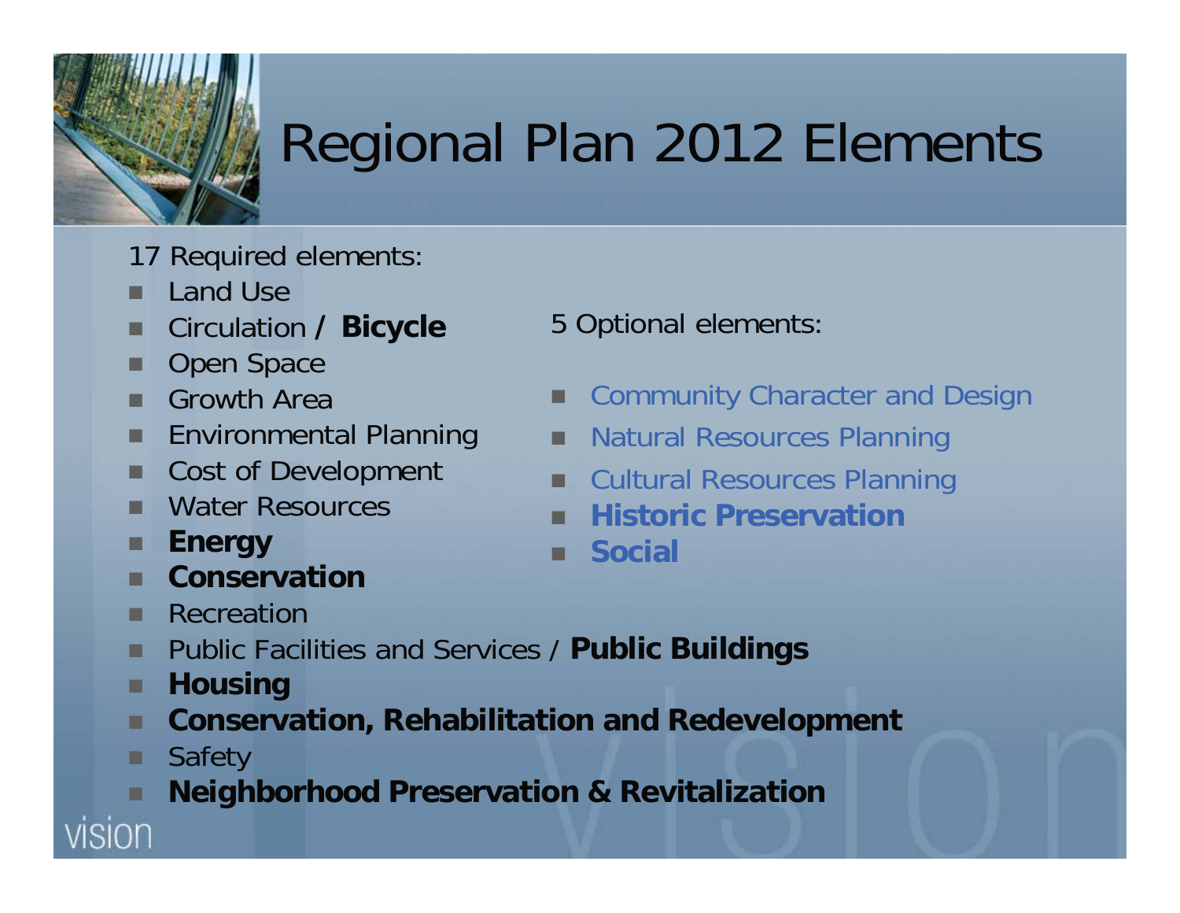# Regional Plan 2012 Elements

17 Required elements:

- Land Use
- Circulation / **Bicycle**
- Open Space
- Growth Area
- Environmental Planning
- Cost of Development
- Water Resources
- **Energy**
- **Conservation**
- Recreation
- Public Facilities and Services / **Public Buildings**
- **Housing**
- **Conservation, Rehabilitation and Redevelopment**
- Safety
- **Neighborhood Preservation & Revitalization**

5 Optional elements:

- Community Character and Design
- Natural Resources Planning
- Cultural Resources Planning
- **Historic Preservation**
- **Social**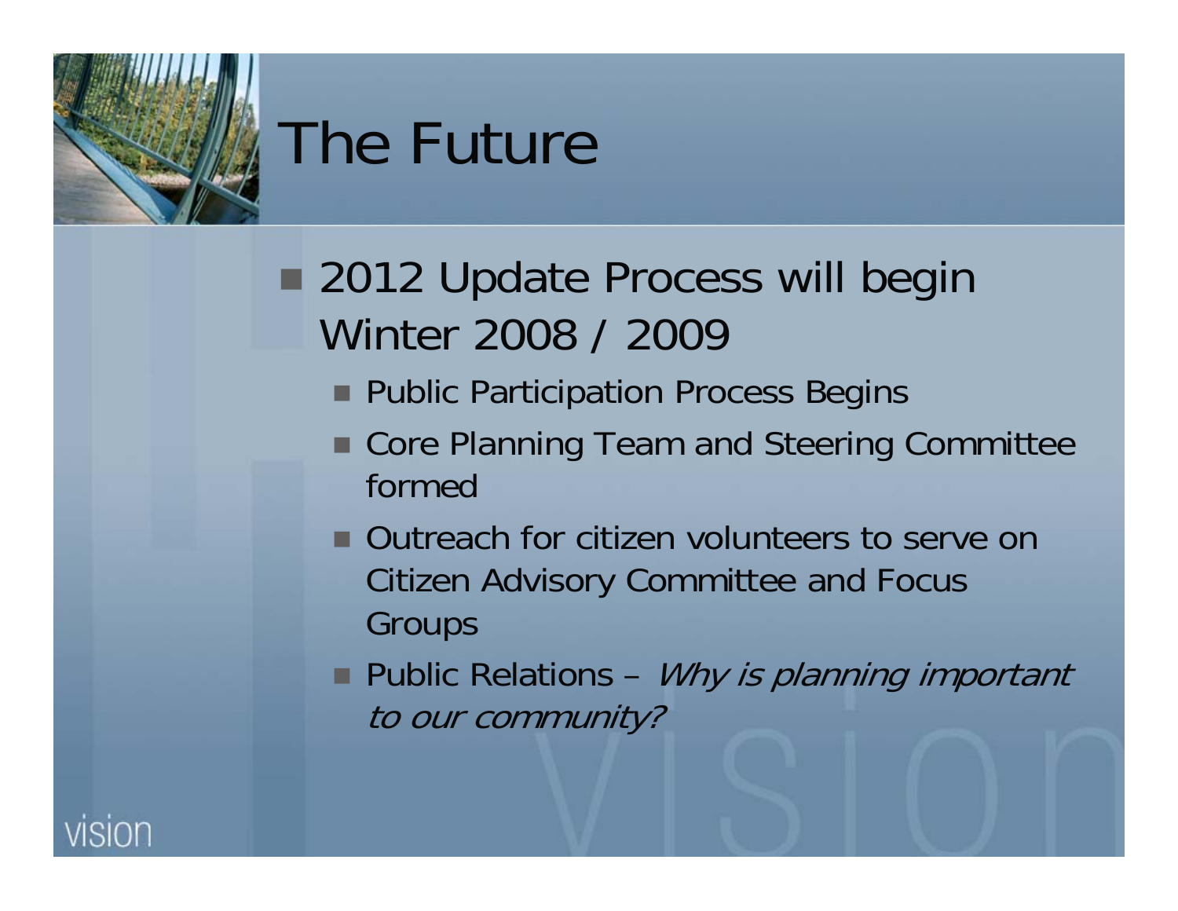# The Future

- 2012 Update Process will begin Winter 2008 / 2009
  - Public Participation Process Begins
  - Core Planning Team and Steering Committee formed
  - Outreach for citizen volunteers to serve on Citizen Advisory Committee and Focus Groups
  - Public Relations – *Why is planning important to our community?*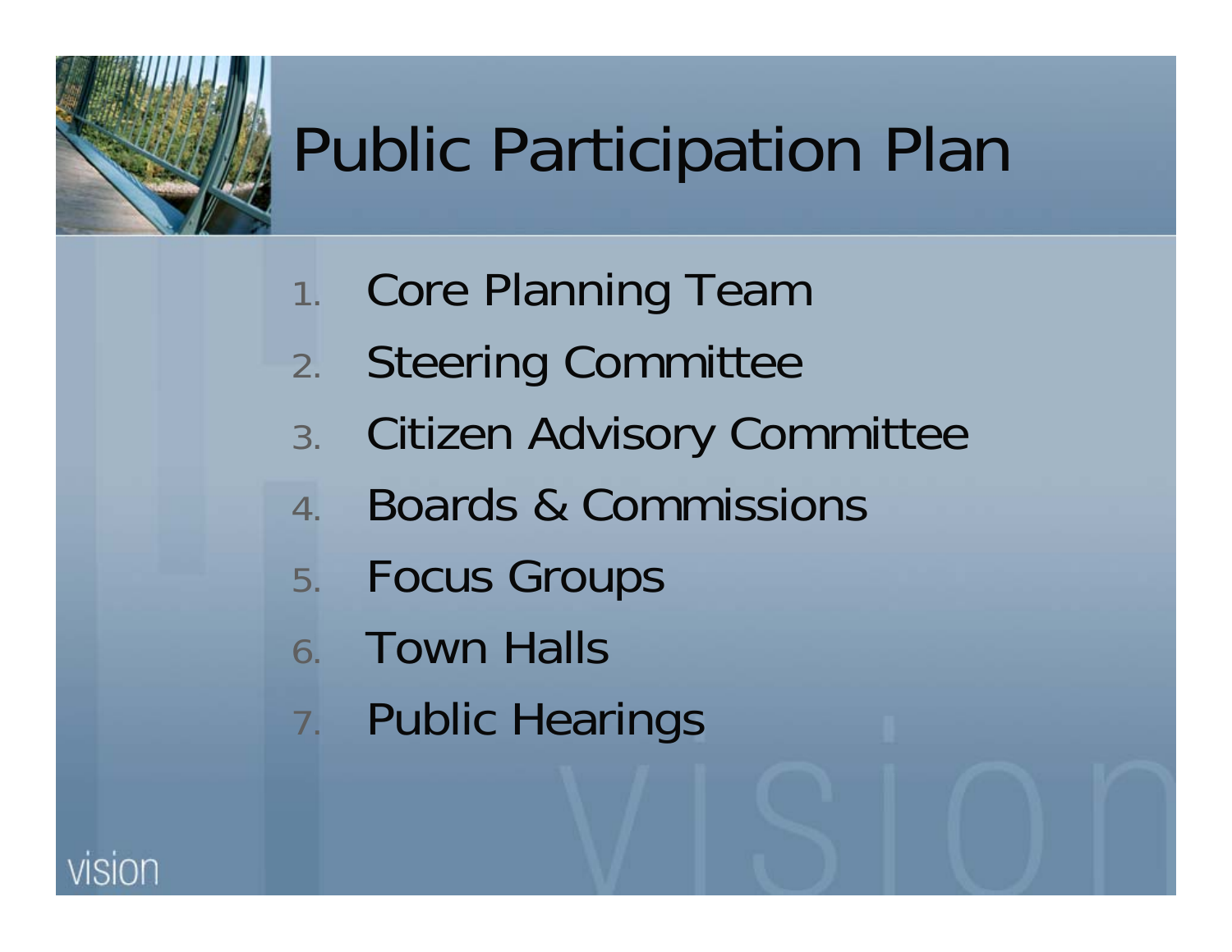# Public Participation Plan

1. Core Planning Team
2. Steering Committee
3. Citizen Advisory Committee
4. Boards & Commissions
5. Focus Groups
6. Town Halls
7. Public Hearings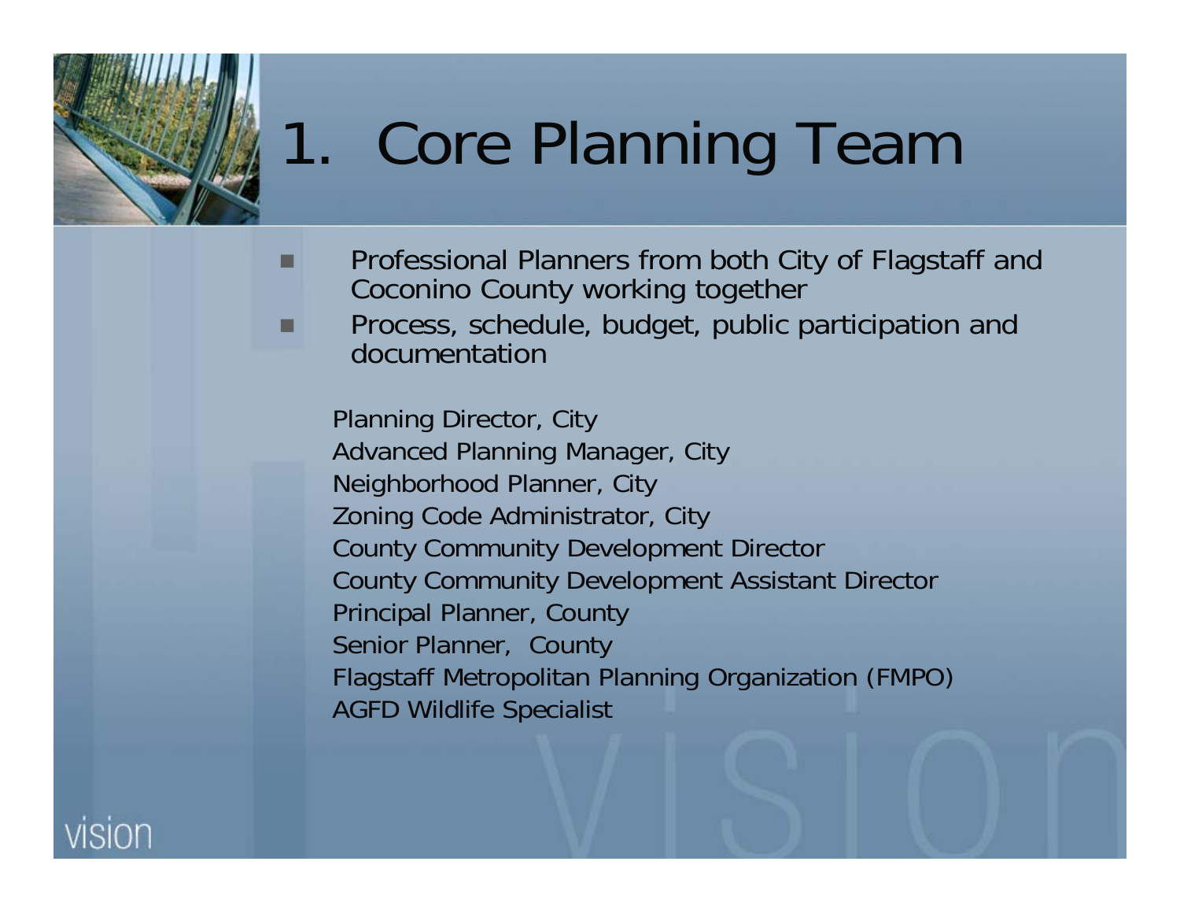# 1. Core Planning Team

- Professional Planners from both City of Flagstaff and Coconino County working together
- Process, schedule, budget, public participation and documentation

Planning Director, City
Advanced Planning Manager, City
Neighborhood Planner, City
Zoning Code Administrator, City
County Community Development Director
County Community Development Assistant Director
Principal Planner, County
Senior Planner, County
Flagstaff Metropolitan Planning Organization (FMPO)
AGFD Wildlife Specialist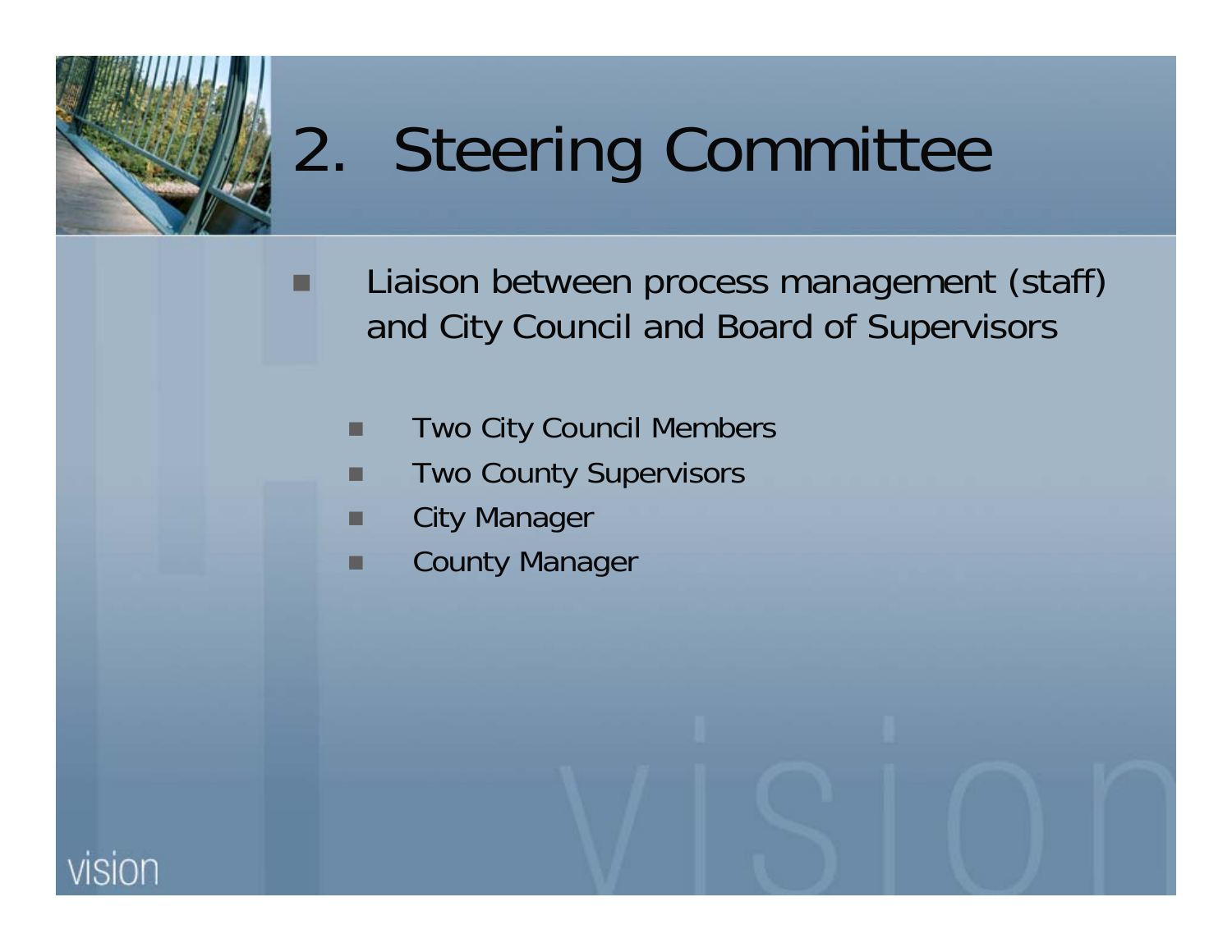# 2. Steering Committee

- Liaison between process management (staff) and City Council and Board of Supervisors
  - Two City Council Members
  - Two County Supervisors
  - City Manager
  - County Manager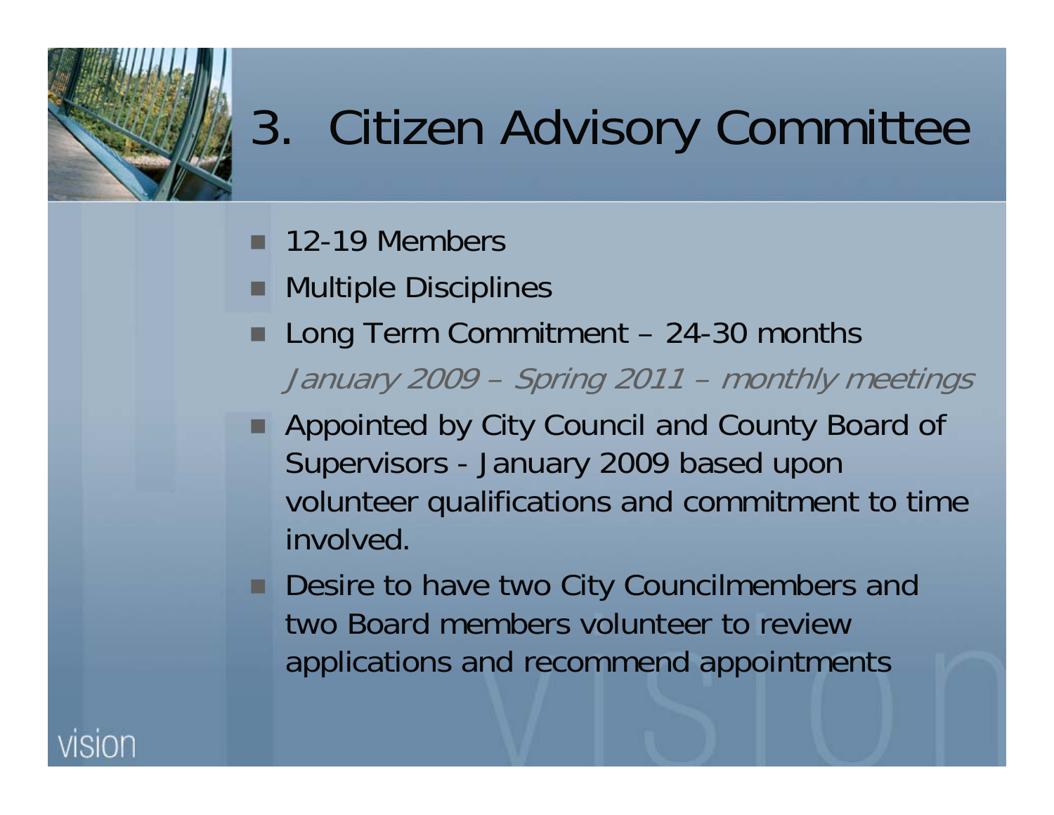# 3. Citizen Advisory Committee

- 12-19 Members
- Multiple Disciplines
- Long Term Commitment – 24-30 months

  *January 2009 – Spring 2011 – monthly meetings*
- Appointed by City Council and County Board of Supervisors - January 2009 based upon volunteer qualifications and commitment to time involved.
- Desire to have two City Councilmembers and two Board members volunteer to review applications and recommend appointments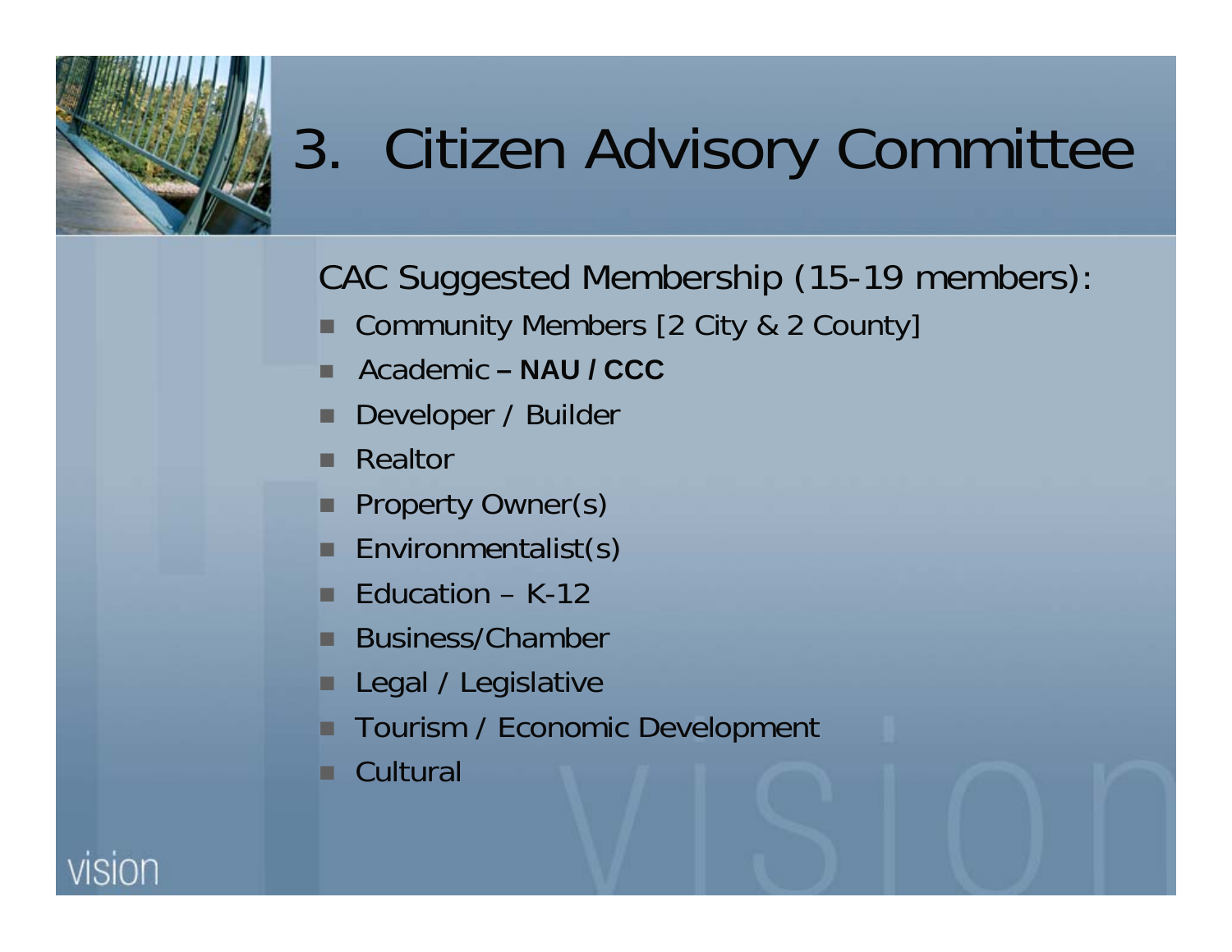# 3. Citizen Advisory Committee

CAC Suggested Membership (15-19 members):

- Community Members [2 City & 2 County]
- Academic **– NAU / CCC**
- Developer / Builder
- Realtor
- Property Owner(s)
- Environmentalist(s)
- Education – K-12
- Business/Chamber
- Legal / Legislative
- Tourism / Economic Development
- Cultural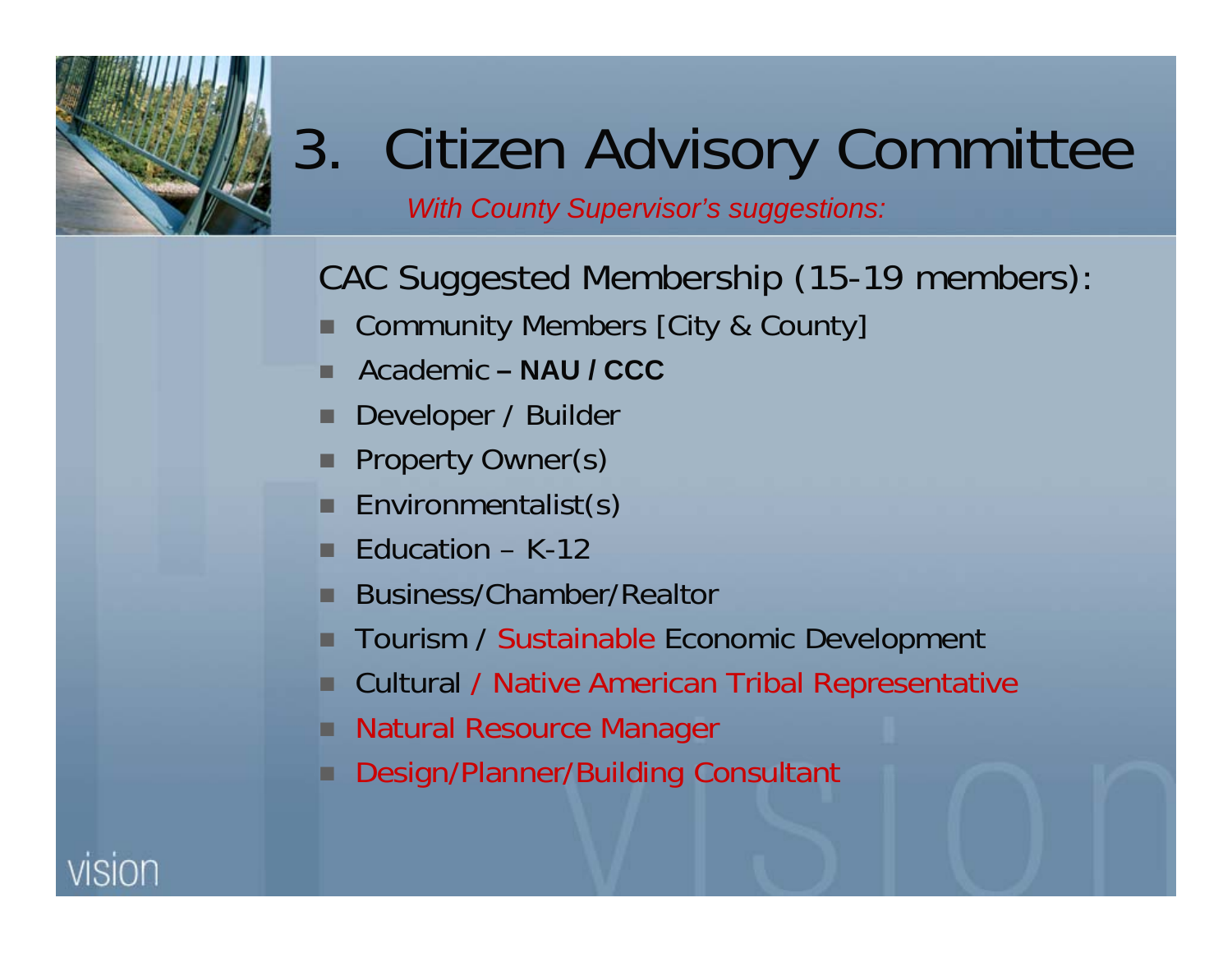# 3. Citizen Advisory Committee

*With County Supervisor's suggestions:*

CAC Suggested Membership (15-19 members):

- Community Members [City & County]
- Academic – **NAU / CCC**
- Developer / Builder
- Property Owner(s)
- Environmentalist(s)
- Education – K-12
- Business/Chamber/Realtor
- Tourism / Sustainable Economic Development
- Cultural / Native American Tribal Representative
- Natural Resource Manager
- Design/Planner/Building Consultant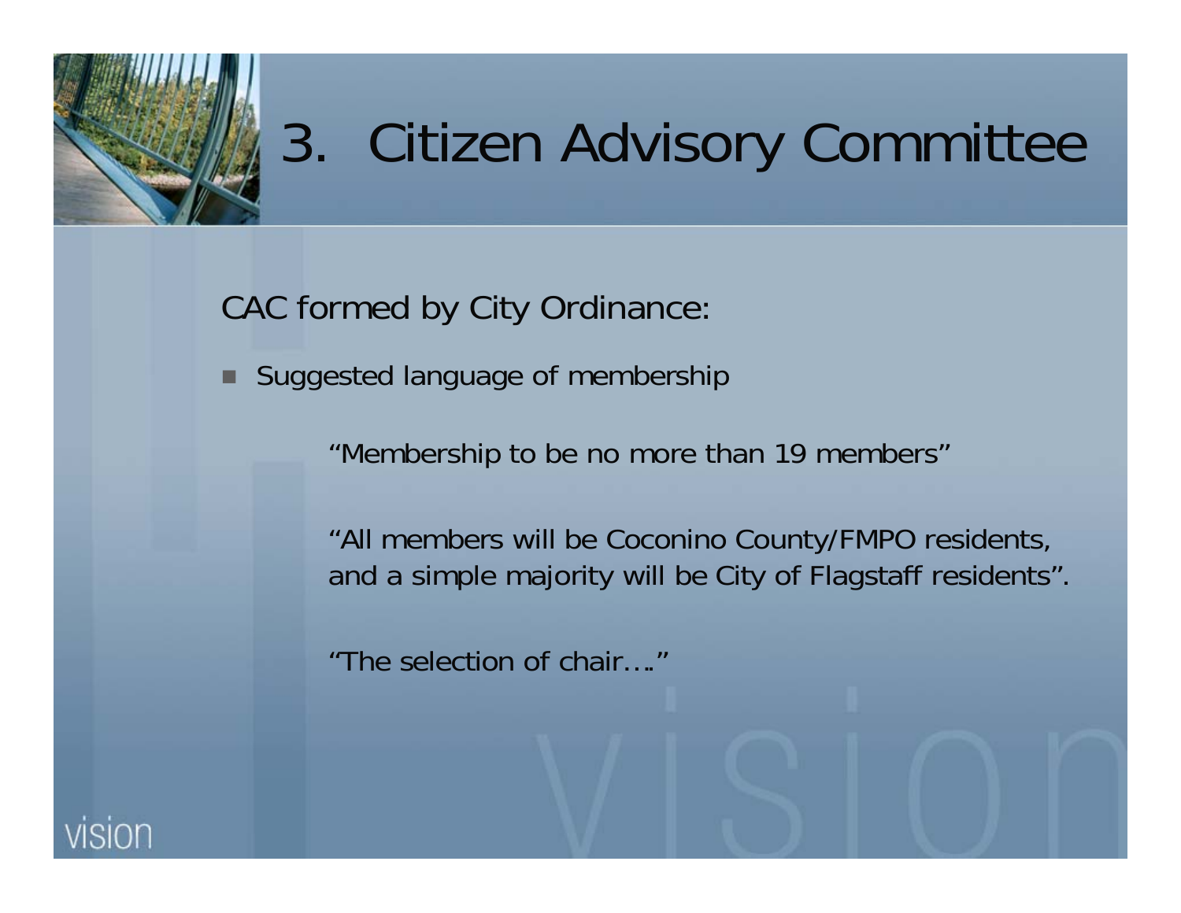# 3. Citizen Advisory Committee

CAC formed by City Ordinance:

- Suggested language of membership

  "Membership to be no more than 19 members"

  "All members will be Coconino County/FMPO residents, and a simple majority will be City of Flagstaff residents".

  "The selection of chair…."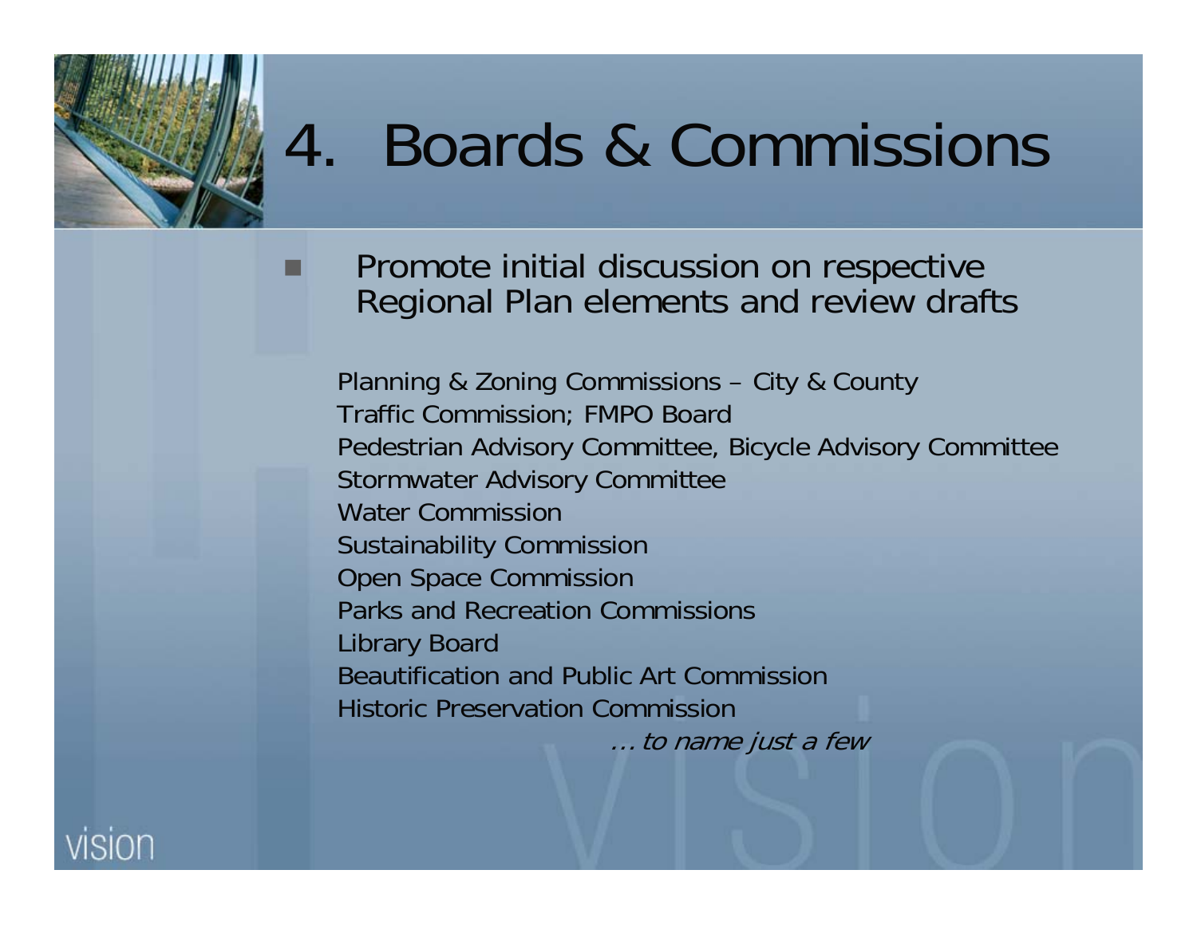# 4. Boards & Commissions

- Promote initial discussion on respective Regional Plan elements and review drafts

Planning & Zoning Commissions – City & County
Traffic Commission; FMPO Board
Pedestrian Advisory Committee, Bicycle Advisory Committee
Stormwater Advisory Committee
Water Commission
Sustainability Commission
Open Space Commission
Parks and Recreation Commissions
Library Board
Beautification and Public Art Commission
Historic Preservation Commission

*… to name just a few*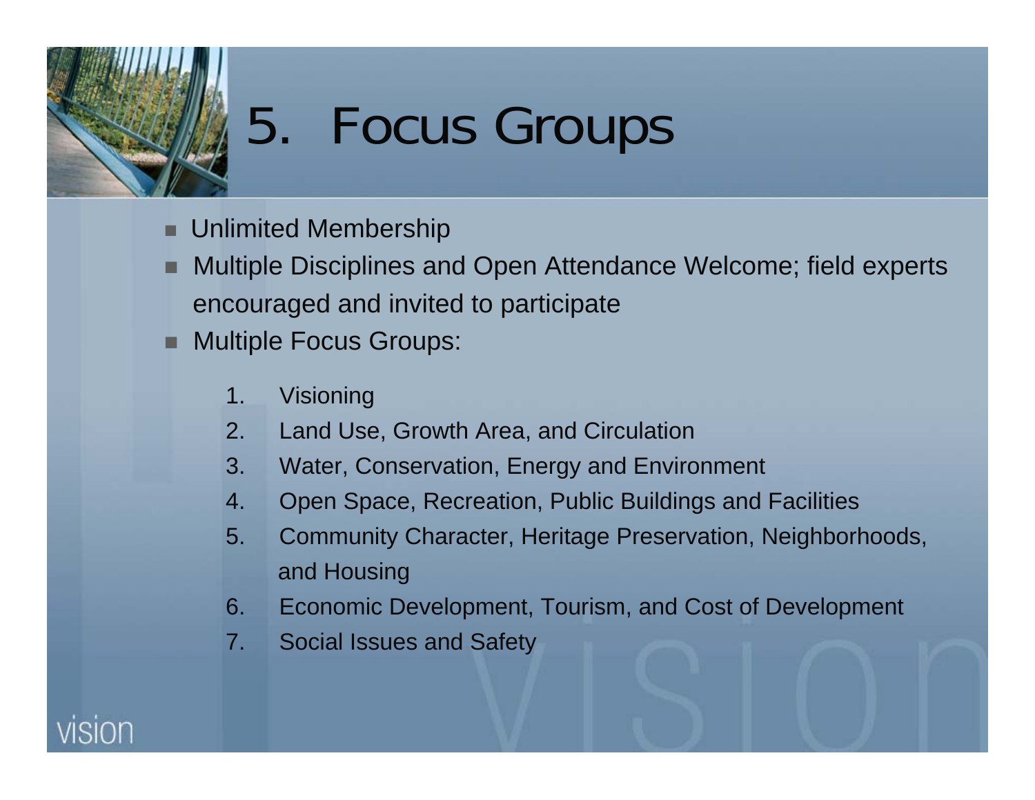# 5. Focus Groups

- Unlimited Membership
- Multiple Disciplines and Open Attendance Welcome; field experts encouraged and invited to participate
- Multiple Focus Groups:

1. Visioning
2. Land Use, Growth Area, and Circulation
3. Water, Conservation, Energy and Environment
4. Open Space, Recreation, Public Buildings and Facilities
5. Community Character, Heritage Preservation, Neighborhoods, and Housing
6. Economic Development, Tourism, and Cost of Development
7. Social Issues and Safety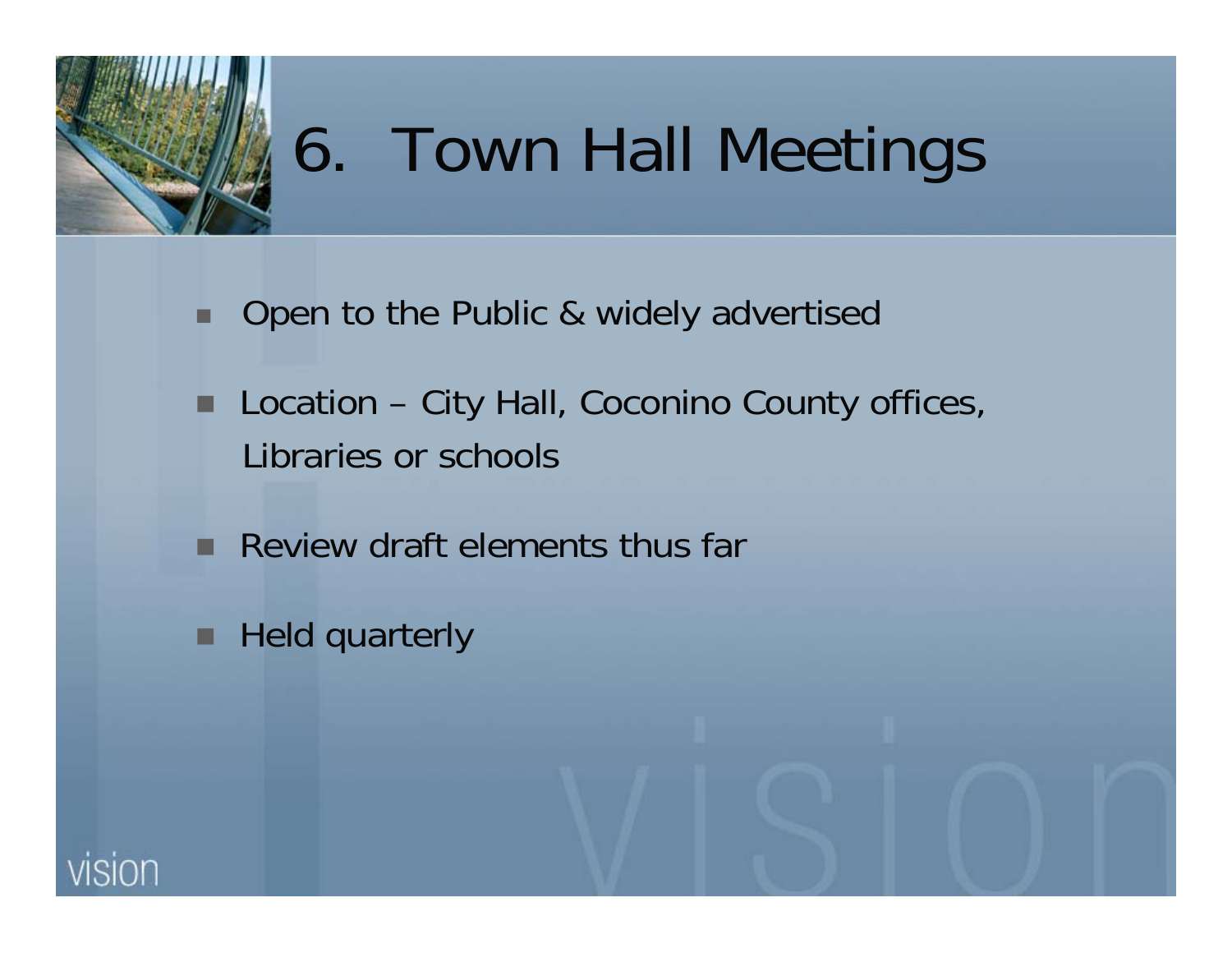# 6. Town Hall Meetings

- Open to the Public & widely advertised
- Location – City Hall, Coconino County offices, Libraries or schools
- Review draft elements thus far
- Held quarterly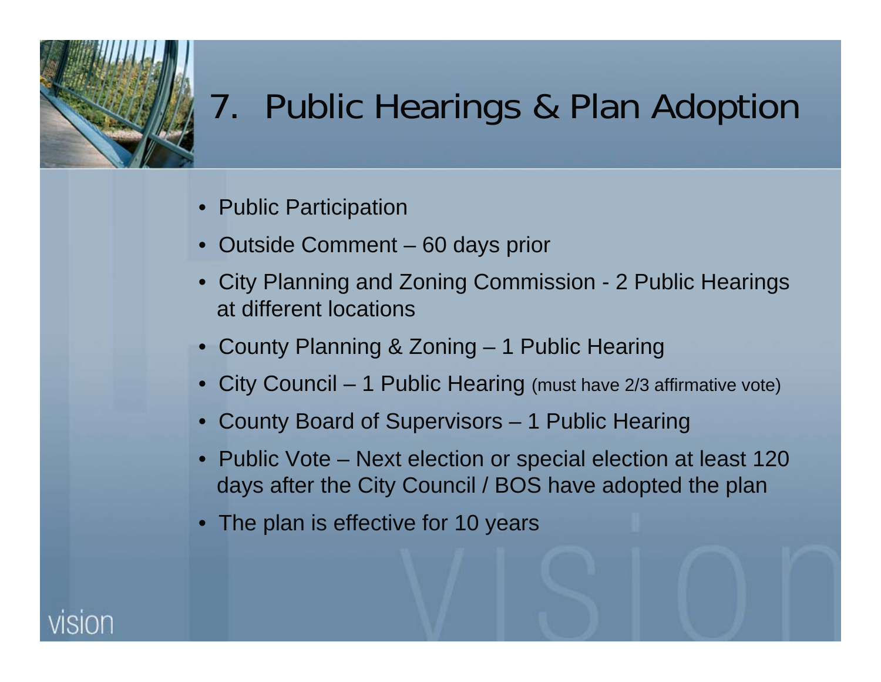# 7. Public Hearings & Plan Adoption

- Public Participation
- Outside Comment – 60 days prior
- City Planning and Zoning Commission - 2 Public Hearings at different locations
- County Planning & Zoning – 1 Public Hearing
- City Council – 1 Public Hearing (must have 2/3 affirmative vote)
- County Board of Supervisors – 1 Public Hearing
- Public Vote – Next election or special election at least 120 days after the City Council / BOS have adopted the plan
- The plan is effective for 10 years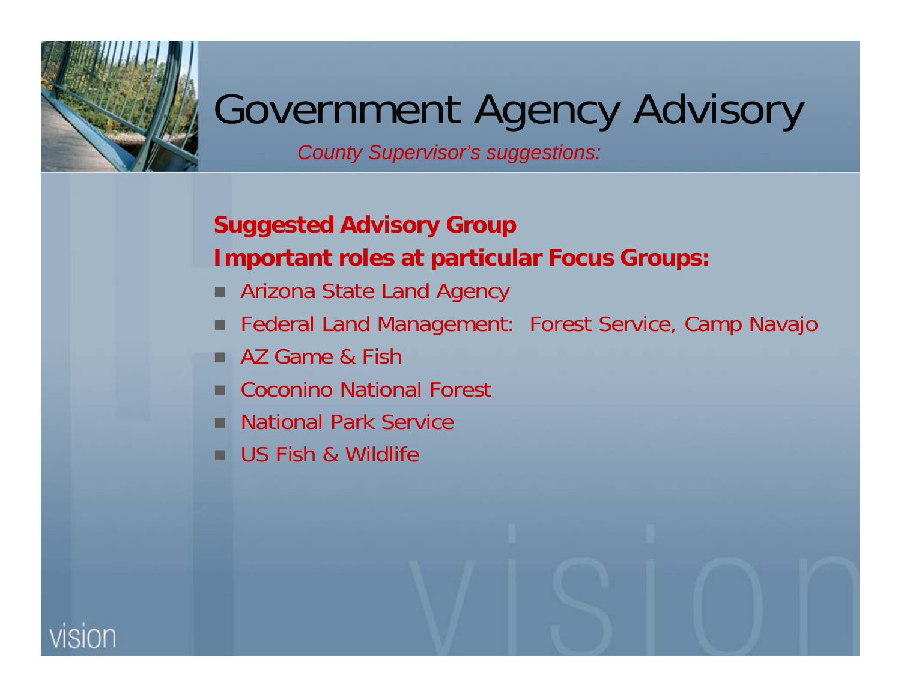# Government Agency Advisory

*County Supervisor's suggestions:*

**Suggested Advisory Group**

**Important roles at particular Focus Groups:**

- Arizona State Land Agency
- Federal Land Management: Forest Service, Camp Navajo
- AZ Game & Fish
- Coconino National Forest
- National Park Service
- US Fish & Wildlife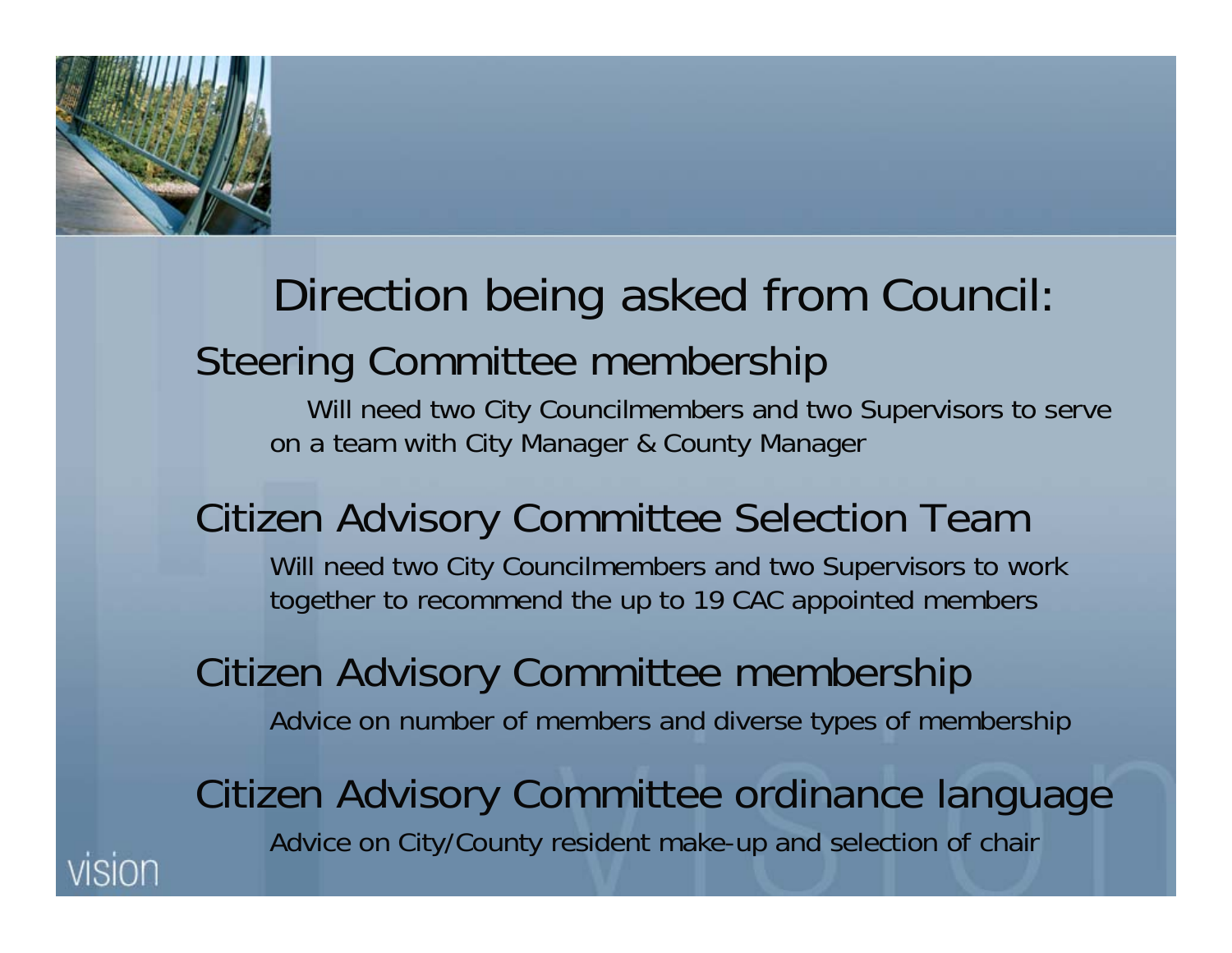# Direction being asked from Council:

## Steering Committee membership

Will need two City Councilmembers and two Supervisors to serve on a team with City Manager & County Manager

## Citizen Advisory Committee Selection Team

Will need two City Councilmembers and two Supervisors to work together to recommend the up to 19 CAC appointed members

## Citizen Advisory Committee membership

Advice on number of members and diverse types of membership

## Citizen Advisory Committee ordinance language

Advice on City/County resident make-up and selection of chair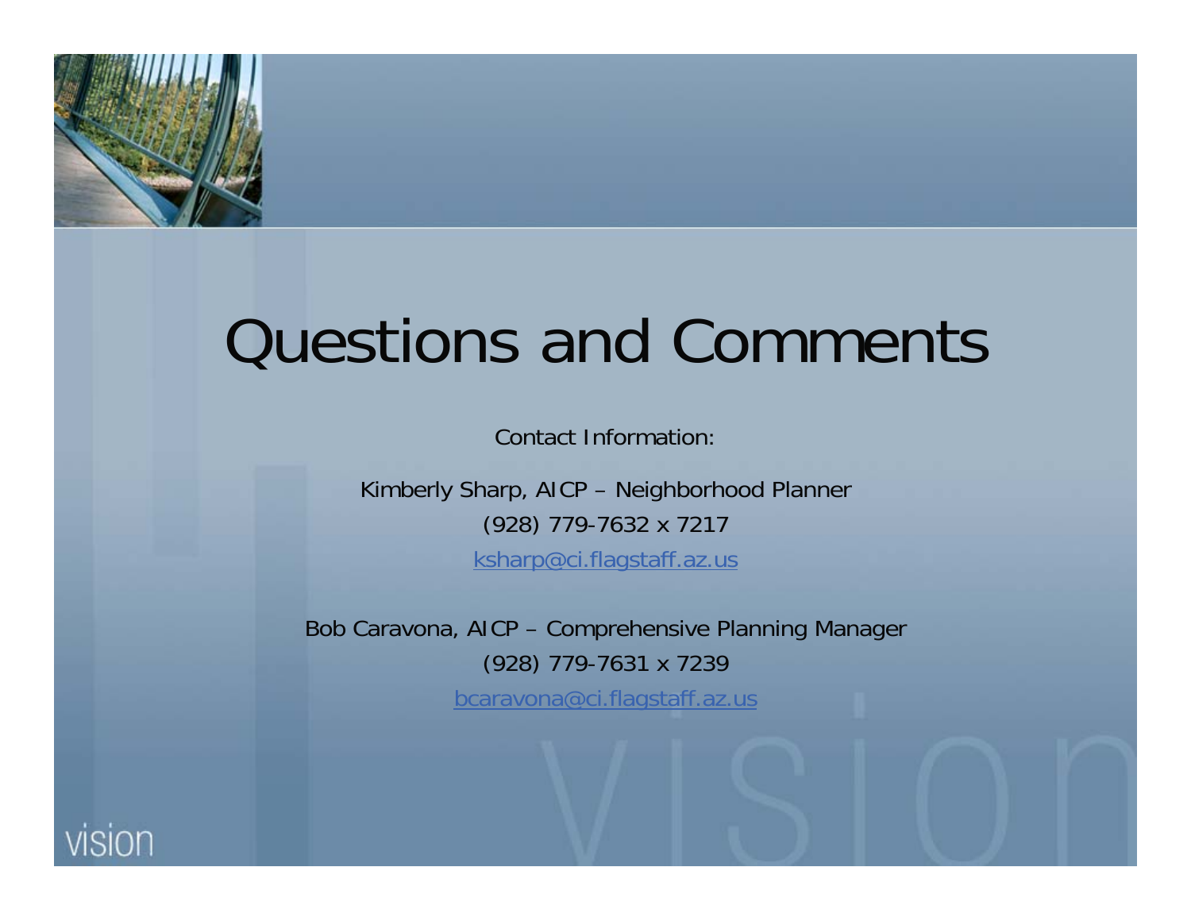# Questions and Comments

Contact Information:

Kimberly Sharp, AICP – Neighborhood Planner
(928) 779-7632 x 7217
ksharp@ci.flagstaff.az.us

Bob Caravona, AICP – Comprehensive Planning Manager
(928) 779-7631 x 7239
bcaravona@ci.flagstaff.az.us